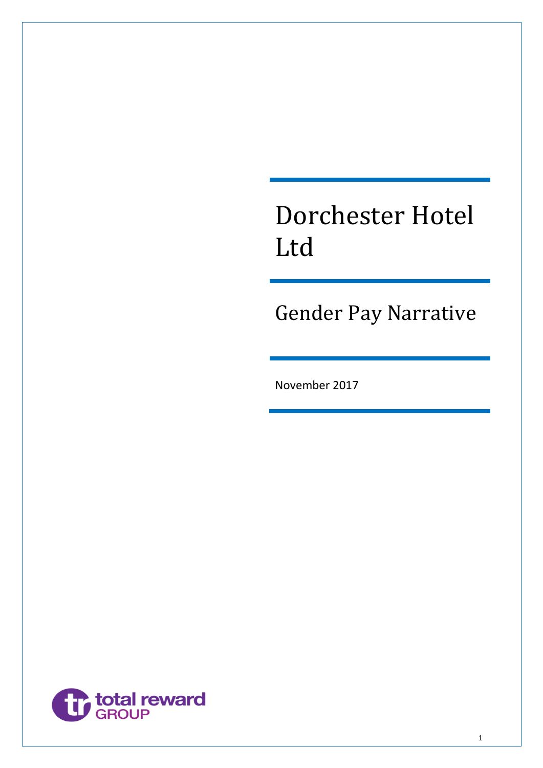# Dorchester Hotel Ltd

## Gender Pay Narrative

November 2017

total reward GROUP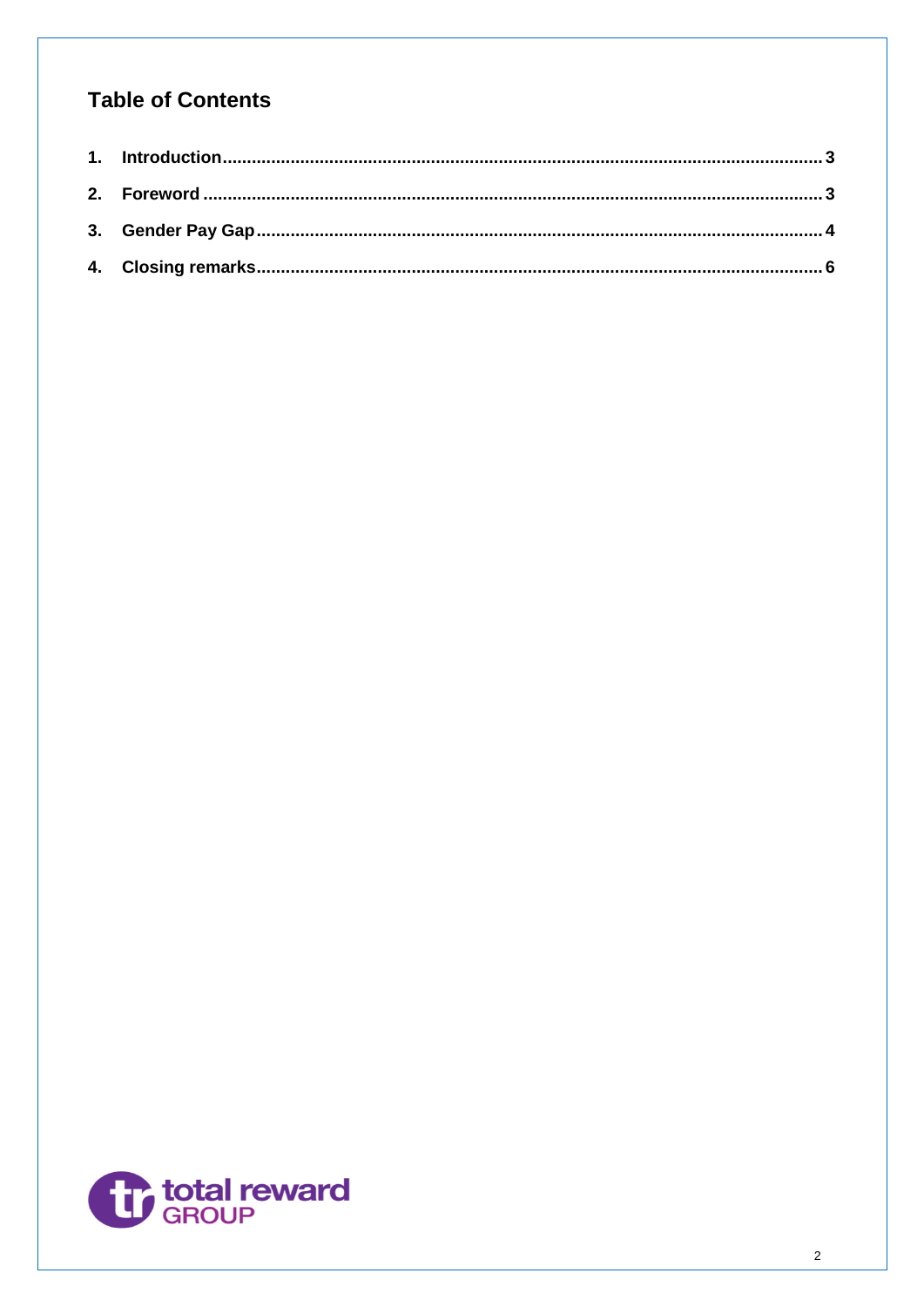# Table of Contents

1. Introduction ........ 3
2. Foreword ........ 3
3. Gender Pay Gap ........ 4
4. Closing remarks ........ 6

total reward GROUP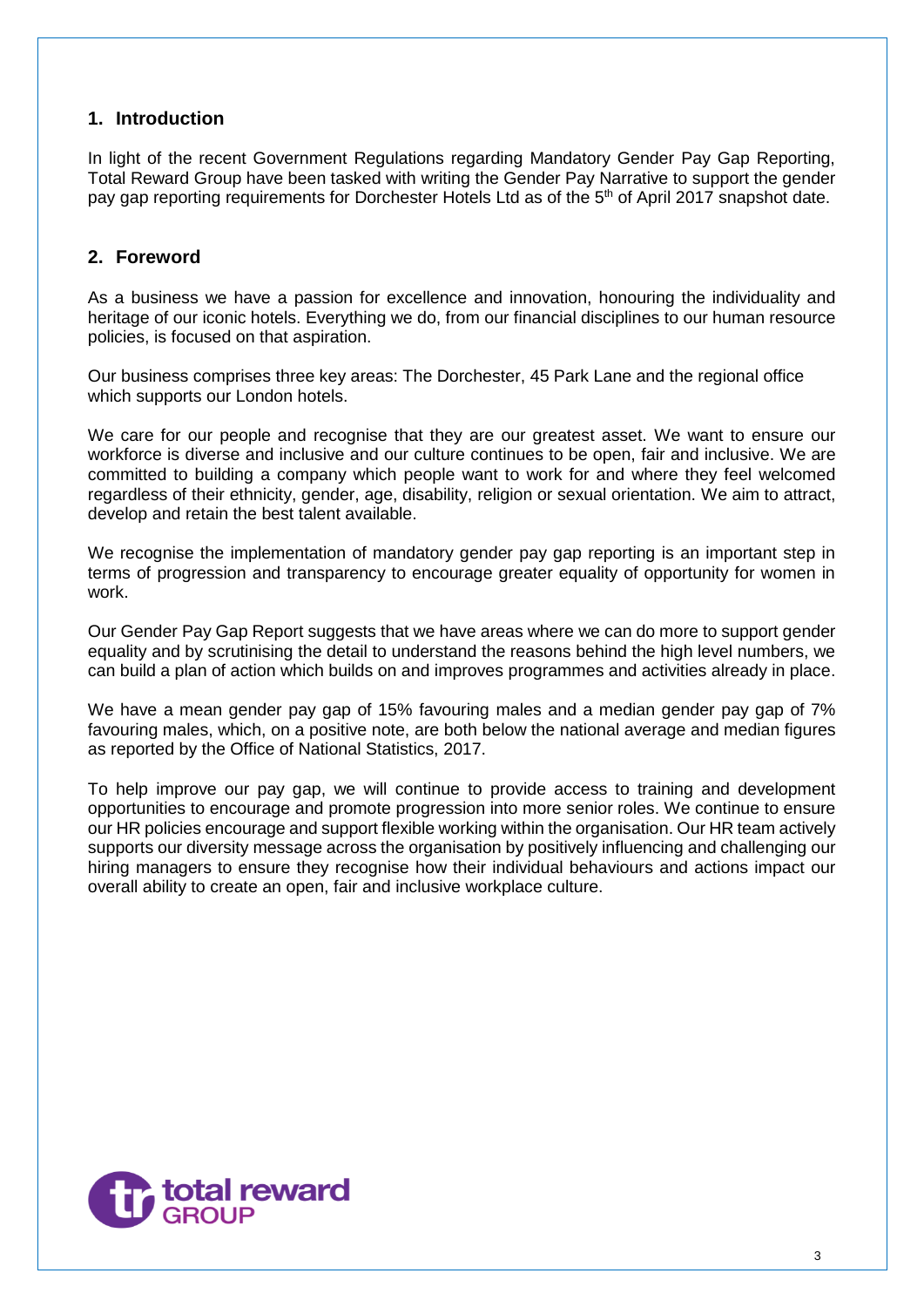## 1. Introduction

In light of the recent Government Regulations regarding Mandatory Gender Pay Gap Reporting, Total Reward Group have been tasked with writing the Gender Pay Narrative to support the gender pay gap reporting requirements for Dorchester Hotels Ltd as of the 5th of April 2017 snapshot date.

## 2. Foreword

As a business we have a passion for excellence and innovation, honouring the individuality and heritage of our iconic hotels. Everything we do, from our financial disciplines to our human resource policies, is focused on that aspiration.

Our business comprises three key areas: The Dorchester, 45 Park Lane and the regional office which supports our London hotels.

We care for our people and recognise that they are our greatest asset. We want to ensure our workforce is diverse and inclusive and our culture continues to be open, fair and inclusive. We are committed to building a company which people want to work for and where they feel welcomed regardless of their ethnicity, gender, age, disability, religion or sexual orientation. We aim to attract, develop and retain the best talent available.

We recognise the implementation of mandatory gender pay gap reporting is an important step in terms of progression and transparency to encourage greater equality of opportunity for women in work.

Our Gender Pay Gap Report suggests that we have areas where we can do more to support gender equality and by scrutinising the detail to understand the reasons behind the high level numbers, we can build a plan of action which builds on and improves programmes and activities already in place.

We have a mean gender pay gap of 15% favouring males and a median gender pay gap of 7% favouring males, which, on a positive note, are both below the national average and median figures as reported by the Office of National Statistics, 2017.

To help improve our pay gap, we will continue to provide access to training and development opportunities to encourage and promote progression into more senior roles. We continue to ensure our HR policies encourage and support flexible working within the organisation. Our HR team actively supports our diversity message across the organisation by positively influencing and challenging our hiring managers to ensure they recognise how their individual behaviours and actions impact our overall ability to create an open, fair and inclusive workplace culture.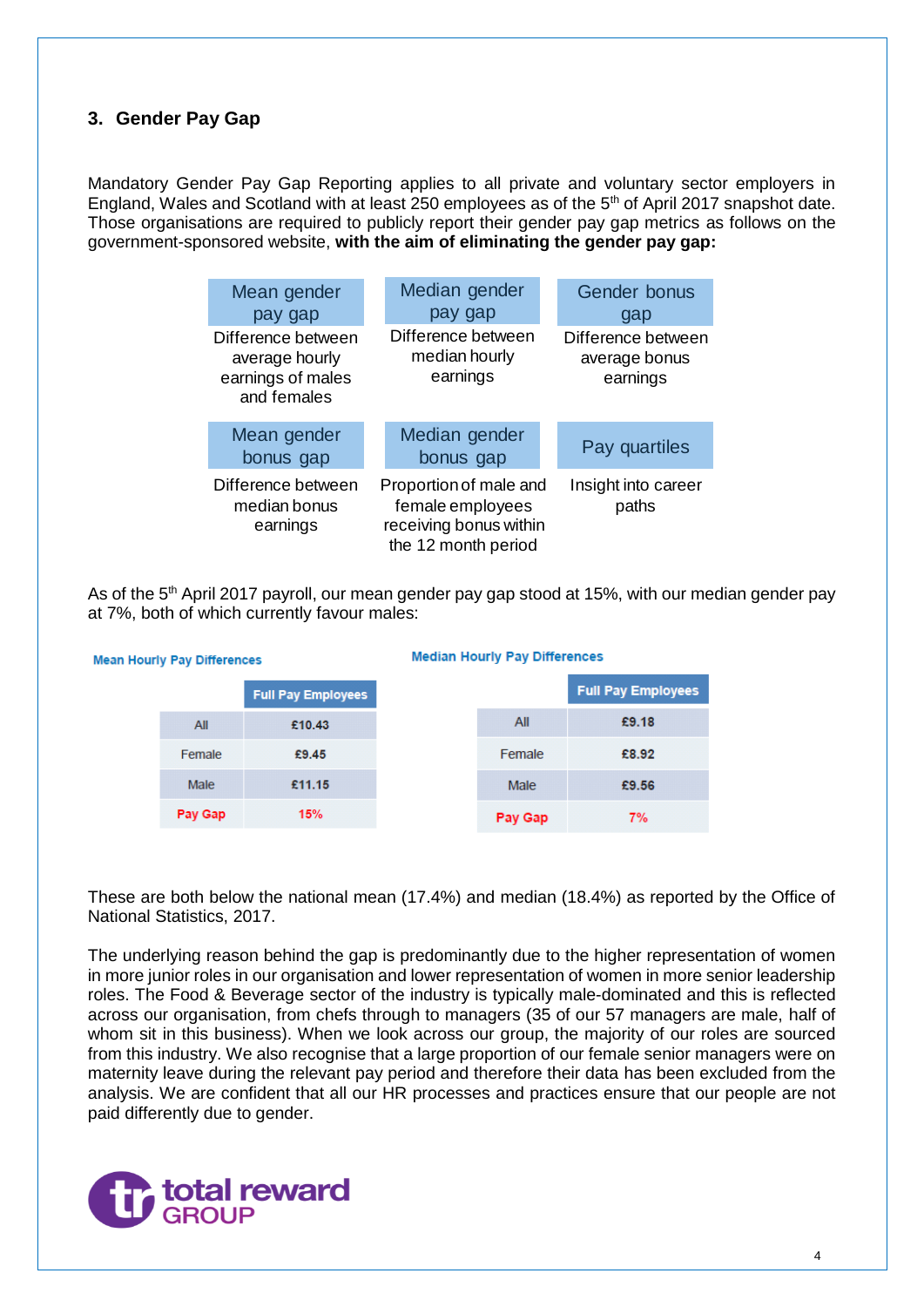## 3. Gender Pay Gap

Mandatory Gender Pay Gap Reporting applies to all private and voluntary sector employers in England, Wales and Scotland with at least 250 employees as of the 5th of April 2017 snapshot date. Those organisations are required to publicly report their gender pay gap metrics as follows on the government-sponsored website, **with the aim of eliminating the gender pay gap:**

| Mean gender pay gap | Median gender pay gap | Gender bonus gap |
|---|---|---|
| Difference between average hourly earnings of males and females | Difference between median hourly earnings | Difference between average bonus earnings |

| Mean gender bonus gap | Median gender bonus gap | Pay quartiles |
|---|---|---|
| Difference between median bonus earnings | Proportion of male and female employees receiving bonus within the 12 month period | Insight into career paths |

As of the 5th April 2017 payroll, our mean gender pay gap stood at 15%, with our median gender pay at 7%, both of which currently favour males:

**Mean Hourly Pay Differences**

| | Full Pay Employees |
|---|---|
| All | £10.43 |
| Female | £9.45 |
| Male | £11.15 |
| Pay Gap | 15% |

**Median Hourly Pay Differences**

| | Full Pay Employees |
|---|---|
| All | £9.18 |
| Female | £8.92 |
| Male | £9.56 |
| Pay Gap | 7% |

These are both below the national mean (17.4%) and median (18.4%) as reported by the Office of National Statistics, 2017.

The underlying reason behind the gap is predominantly due to the higher representation of women in more junior roles in our organisation and lower representation of women in more senior leadership roles. The Food & Beverage sector of the industry is typically male-dominated and this is reflected across our organisation, from chefs through to managers (35 of our 57 managers are male, half of whom sit in this business). When we look across our group, the majority of our roles are sourced from this industry. We also recognise that a large proportion of our female senior managers were on maternity leave during the relevant pay period and therefore their data has been excluded from the analysis. We are confident that all our HR processes and practices ensure that our people are not paid differently due to gender.

total reward GROUP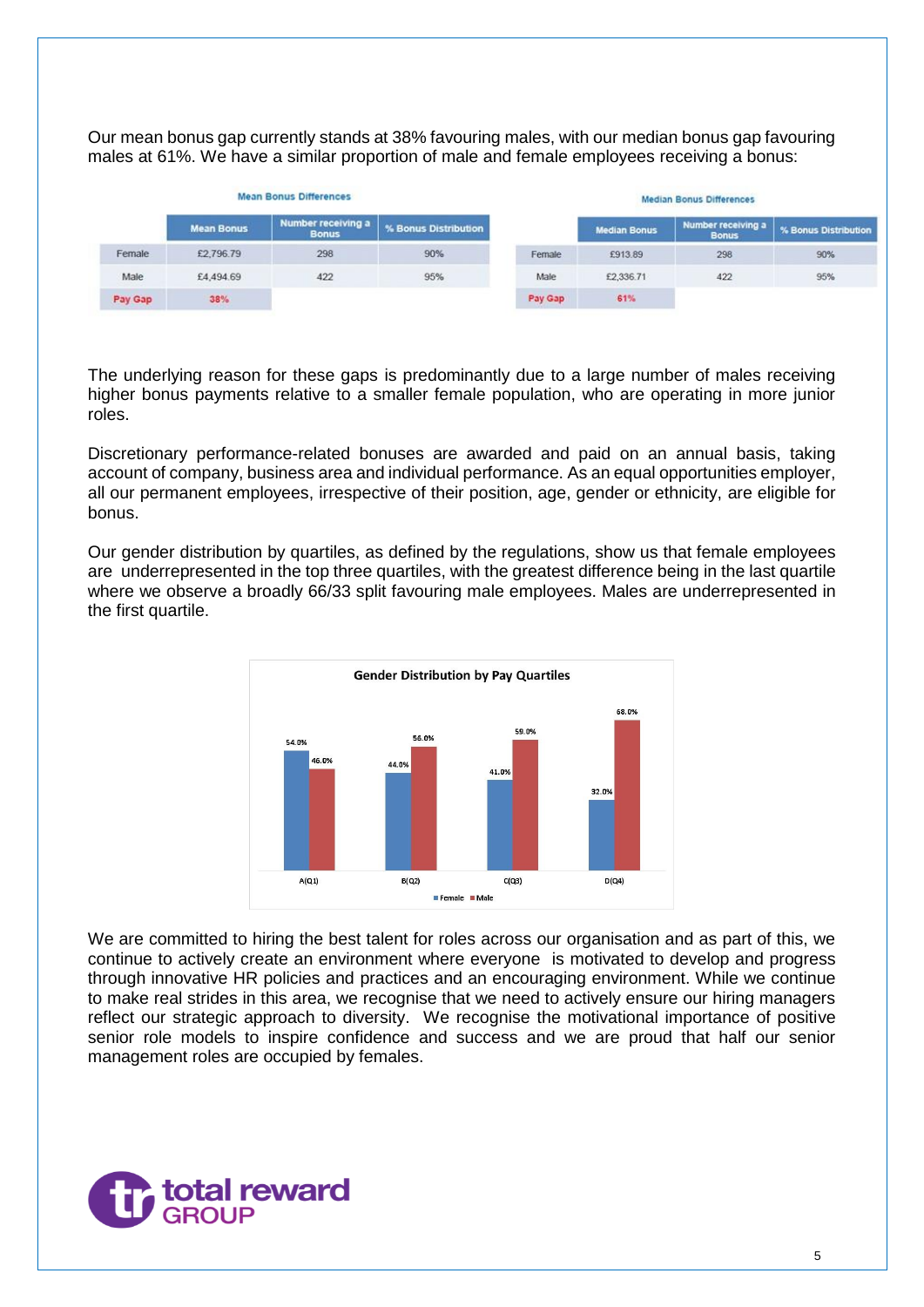Our mean bonus gap currently stands at 38% favouring males, with our median bonus gap favouring males at 61%. We have a similar proportion of male and female employees receiving a bonus:

**Mean Bonus Differences**

| | Mean Bonus | Number receiving a Bonus | % Bonus Distribution |
|---|---|---|---|
| Female | £2,796.79 | 298 | 90% |
| Male | £4,494.69 | 422 | 95% |
| Pay Gap | 38% | | |

**Median Bonus Differences**

| | Median Bonus | Number receiving a Bonus | % Bonus Distribution |
|---|---|---|---|
| Female | £913.89 | 298 | 90% |
| Male | £2,336.71 | 422 | 95% |
| Pay Gap | 61% | | |

The underlying reason for these gaps is predominantly due to a large number of males receiving higher bonus payments relative to a smaller female population, who are operating in more junior roles.

Discretionary performance-related bonuses are awarded and paid on an annual basis, taking account of company, business area and individual performance. As an equal opportunities employer, all our permanent employees, irrespective of their position, age, gender or ethnicity, are eligible for bonus.

Our gender distribution by quartiles, as defined by the regulations, show us that female employees are underrepresented in the top three quartiles, with the greatest difference being in the last quartile where we observe a broadly 66/33 split favouring male employees. Males are underrepresented in the first quartile.

**Gender Distribution by Pay Quartiles**

| Quartile | Female | Male |
|---|---|---|
| A(Q1) | 54.0% | 46.0% |
| B(Q2) | 44.0% | 56.0% |
| C(Q3) | 41.0% | 59.0% |
| D(Q4) | 32.0% | 68.0% |

We are committed to hiring the best talent for roles across our organisation and as part of this, we continue to actively create an environment where everyone is motivated to develop and progress through innovative HR policies and practices and an encouraging environment. While we continue to make real strides in this area, we recognise that we need to actively ensure our hiring managers reflect our strategic approach to diversity. We recognise the motivational importance of positive senior role models to inspire confidence and success and we are proud that half our senior management roles are occupied by females.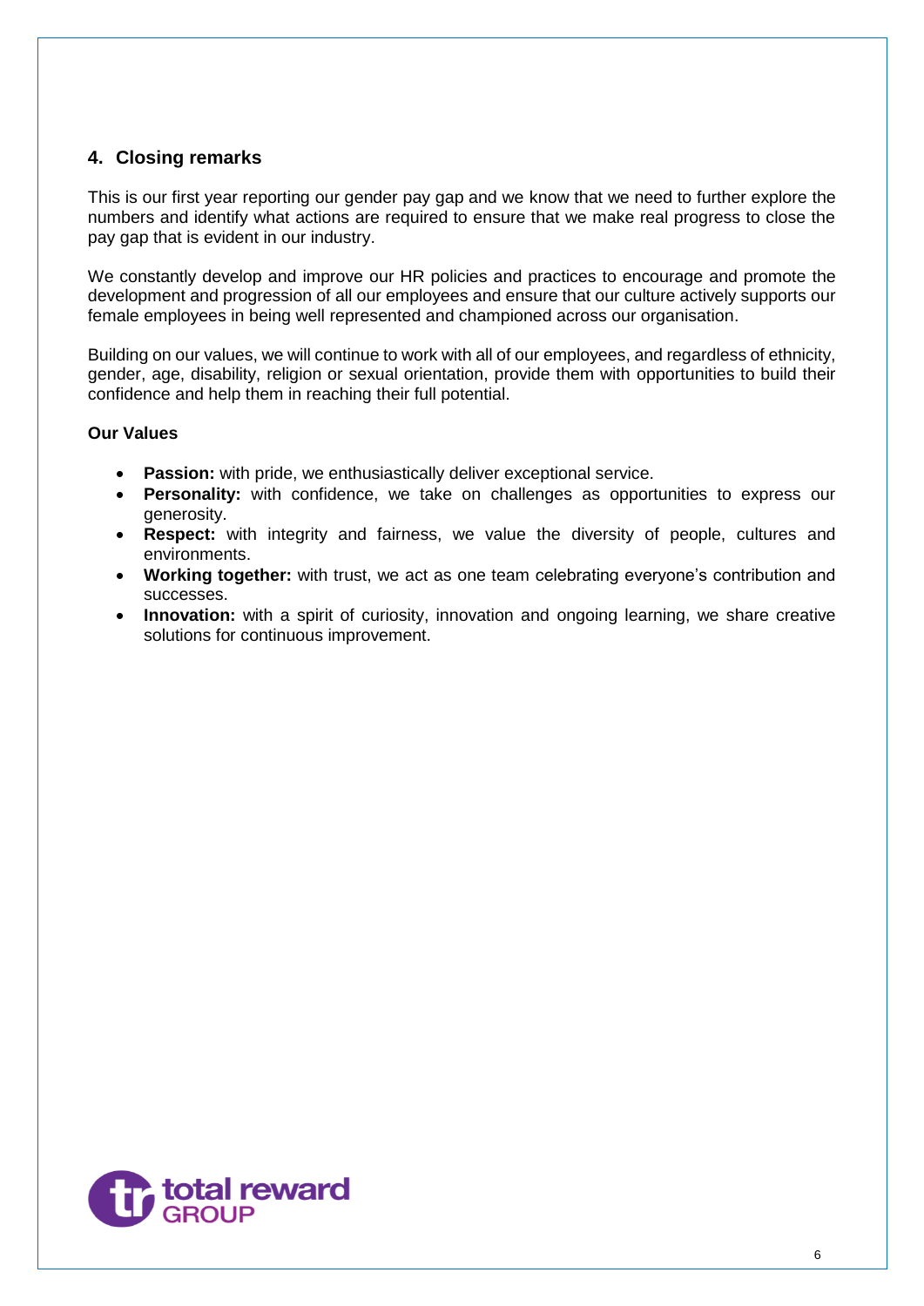## 4. Closing remarks

This is our first year reporting our gender pay gap and we know that we need to further explore the numbers and identify what actions are required to ensure that we make real progress to close the pay gap that is evident in our industry.

We constantly develop and improve our HR policies and practices to encourage and promote the development and progression of all our employees and ensure that our culture actively supports our female employees in being well represented and championed across our organisation.

Building on our values, we will continue to work with all of our employees, and regardless of ethnicity, gender, age, disability, religion or sexual orientation, provide them with opportunities to build their confidence and help them in reaching their full potential.

**Our Values**

- **Passion:** with pride, we enthusiastically deliver exceptional service.
- **Personality:** with confidence, we take on challenges as opportunities to express our generosity.
- **Respect:** with integrity and fairness, we value the diversity of people, cultures and environments.
- **Working together:** with trust, we act as one team celebrating everyone's contribution and successes.
- **Innovation:** with a spirit of curiosity, innovation and ongoing learning, we share creative solutions for continuous improvement.

total reward GROUP